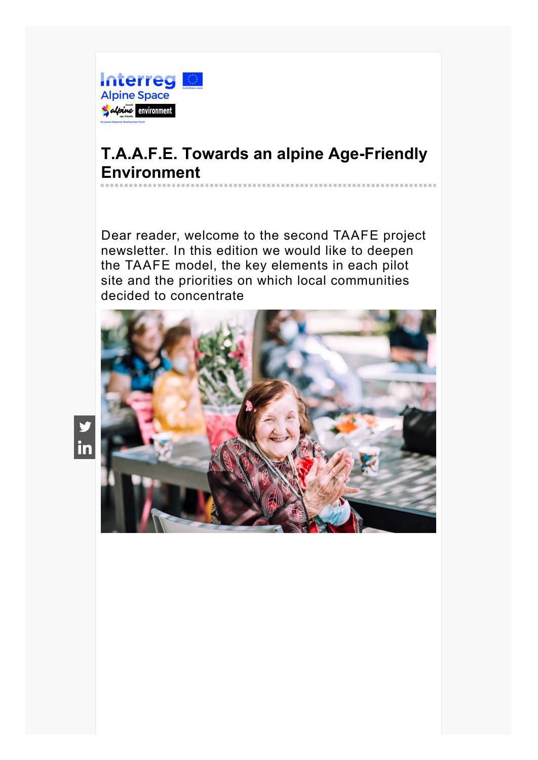# T.A.A.F.E. Towards an alpine Age-Friendly Environment

Dear reader, welcome to the second TAAFE project newsletter. In this edition we would like to deepen the TAAFE model, the key elements in each pilot site and the priorities on which local communities decided to concentrate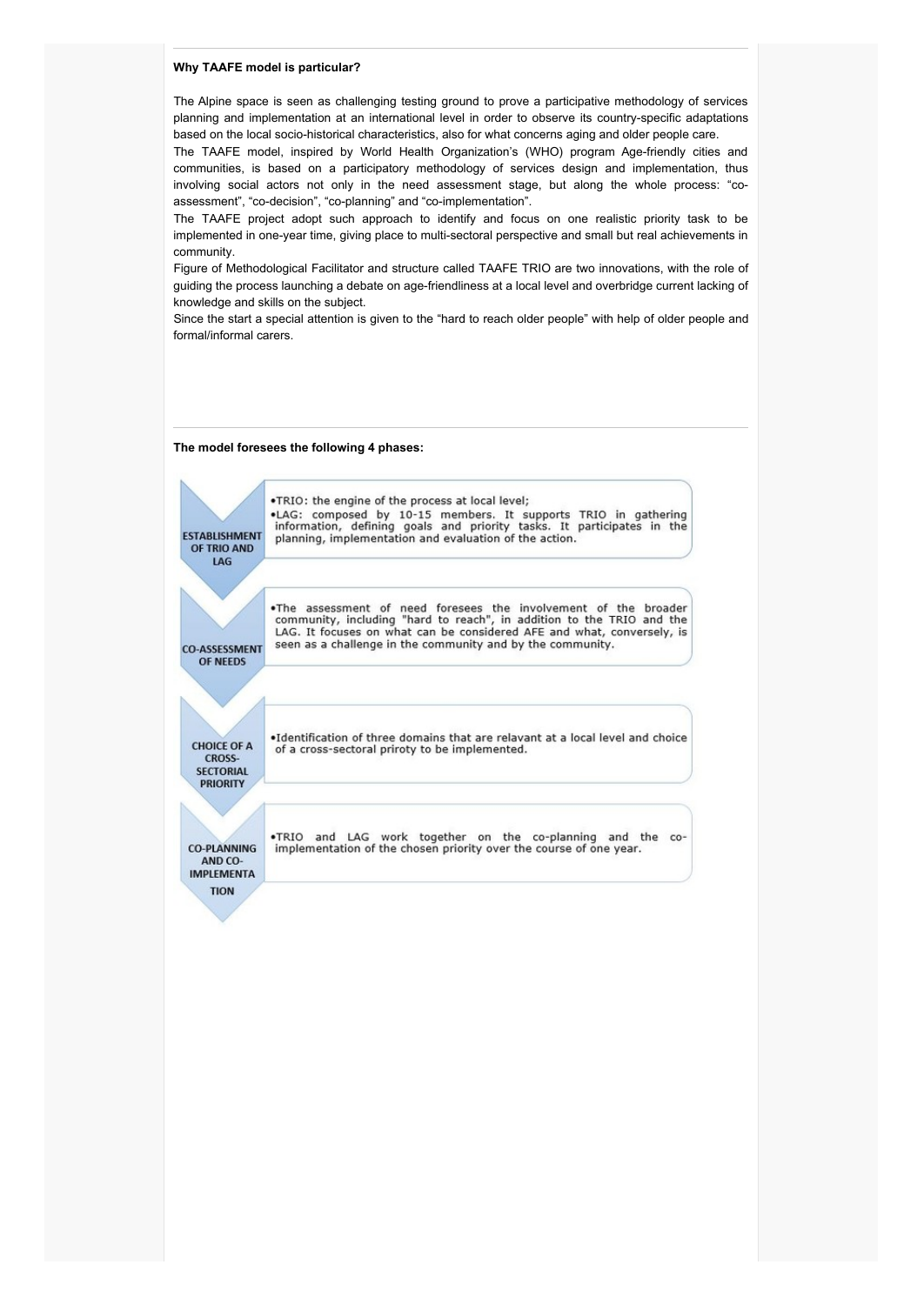**Why TAAFE model is particular?**

The Alpine space is seen as challenging testing ground to prove a participative methodology of services planning and implementation at an international level in order to observe its country-specific adaptations based on the local socio-historical characteristics, also for what concerns aging and older people care.

The TAAFE model, inspired by World Health Organization's (WHO) program Age-friendly cities and communities, is based on a participatory methodology of services design and implementation, thus involving social actors not only in the need assessment stage, but along the whole process: "co-assessment", "co-decision", "co-planning" and "co-implementation".

The TAAFE project adopt such approach to identify and focus on one realistic priority task to be implemented in one-year time, giving place to multi-sectoral perspective and small but real achievements in community.

Figure of Methodological Facilitator and structure called TAAFE TRIO are two innovations, with the role of guiding the process launching a debate on age-friendliness at a local level and overbridge current lacking of knowledge and skills on the subject.

Since the start a special attention is given to the "hard to reach older people" with help of older people and formal/informal carers.

**The model foresees the following 4 phases:**

**ESTABLISHMENT OF TRIO AND LAG**

- TRIO: the engine of the process at local level;
- LAG: composed by 10-15 members. It supports TRIO in gathering information, defining goals and priority tasks. It participates in the planning, implementation and evaluation of the action.

**CO-ASSESSMENT OF NEEDS**

- The assessment of need foresees the involvement of the broader community, including "hard to reach", in addition to the TRIO and the LAG. It focuses on what can be considered AFE and what, conversely, is seen as a challenge in the community and by the community.

**CHOICE OF A CROSS-SECTORIAL PRIORITY**

- Identification of three domains that are relavant at a local level and choice of a cross-sectoral priroty to be implemented.

**CO-PLANNING AND CO-IMPLEMENTATION**

- TRIO and LAG work together on the co-planning and the co-implementation of the chosen priority over the course of one year.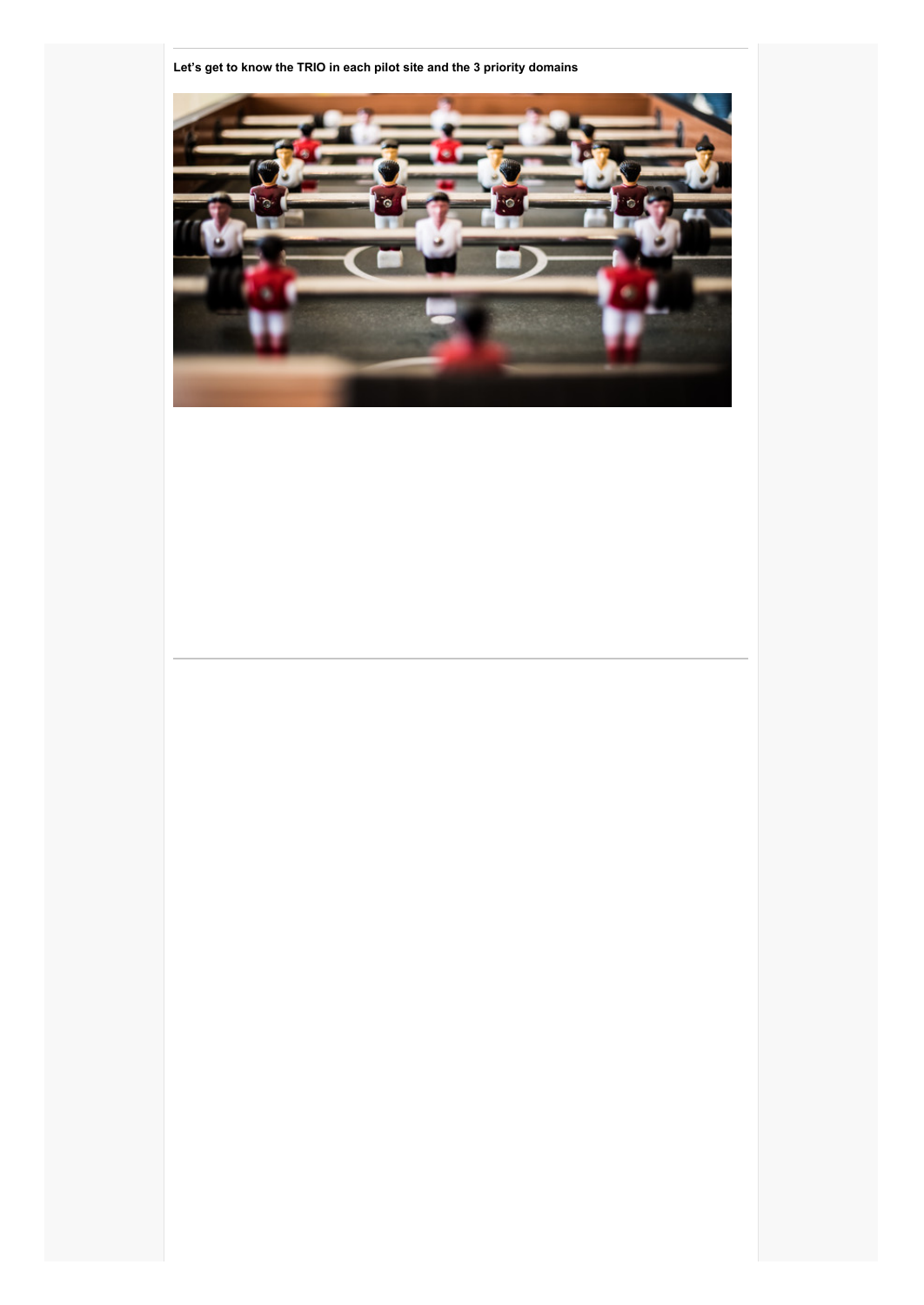**Let's get to know the TRIO in each pilot site and the 3 priority domains**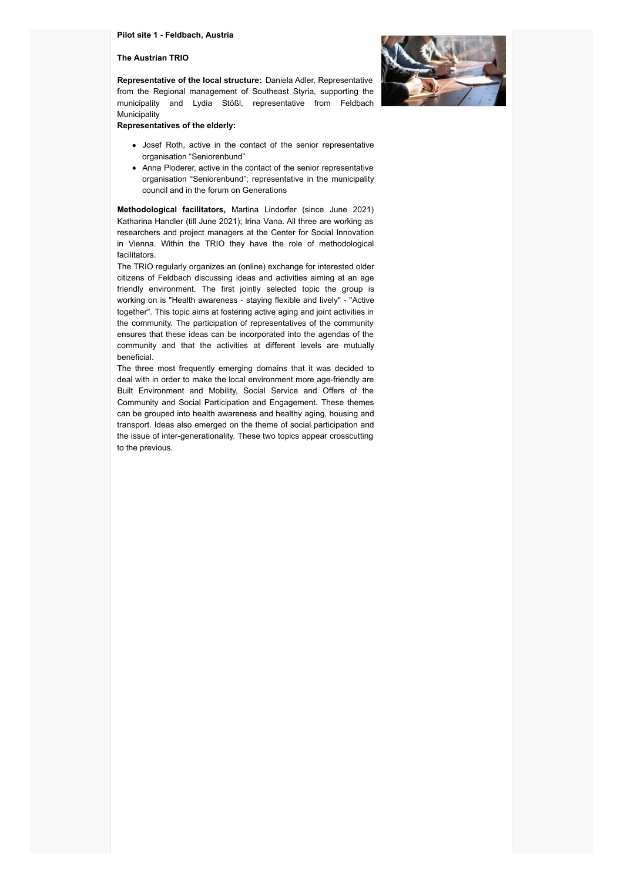**Pilot site 1 - Feldbach, Austria**

**The Austrian TRIO**

**Representative of the local structure:** Daniela Adler, Representative from the Regional management of Southeast Styria, supporting the municipality and Lydia Stößl, representative from Feldbach Municipality

**Representatives of the elderly:**

- Josef Roth, active in the contact of the senior representative organisation "Seniorenbund"
- Anna Ploderer, active in the contact of the senior representative organisation "Seniorenbund"; representative in the municipality council and in the forum on Generations

**Methodological facilitators,** Martina Lindorfer (since June 2021) Katharina Handler (till June 2021); Irina Vana. All three are working as researchers and project managers at the Center for Social Innovation in Vienna. Within the TRIO they have the role of methodological facilitators.

The TRIO regularly organizes an (online) exchange for interested older citizens of Feldbach discussing ideas and activities aiming at an age friendly environment. The first jointly selected topic the group is working on is "Health awareness - staying flexible and lively" - "Active together". This topic aims at fostering active aging and joint activities in the community. The participation of representatives of the community ensures that these ideas can be incorporated into the agendas of the community and that the activities at different levels are mutually beneficial.

The three most frequently emerging domains that it was decided to deal with in order to make the local environment more age-friendly are Built Environment and Mobility, Social Service and Offers of the Community and Social Participation and Engagement. These themes can be grouped into health awareness and healthy aging, housing and transport. Ideas also emerged on the theme of social participation and the issue of inter-generationality. These two topics appear crosscutting to the previous.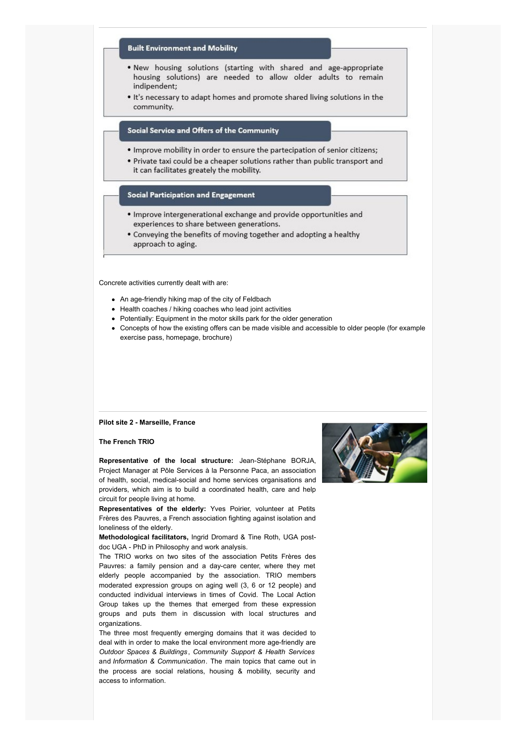**Built Environment and Mobility**

- New housing solutions (starting with shared and age-appropriate housing solutions) are needed to allow older adults to remain independent;
- It's necessary to adapt homes and promote shared living solutions in the community.

**Social Service and Offers of the Community**

- Improve mobility in order to ensure the partecipation of senior citizens;
- Private taxi could be a cheaper solutions rather than public transport and it can facilitates greatly the mobility.

**Social Participation and Engagement**

- Improve intergenerational exchange and provide opportunities and experiences to share between generations.
- Conveying the benefits of moving together and adopting a healthy approach to aging.

Concrete activities currently dealt with are:

- An age-friendly hiking map of the city of Feldbach
- Health coaches / hiking coaches who lead joint activities
- Potentially: Equipment in the motor skills park for the older generation
- Concepts of how the existing offers can be made visible and accessible to older people (for example exercise pass, homepage, brochure)

**Pilot site 2 - Marseille, France**

**The French TRIO**

**Representative of the local structure:** Jean-Stéphane BORJA, Project Manager at Pôle Services à la Personne Paca, an association of health, social, medical-social and home services organisations and providers, which aim is to build a coordinated health, care and help circuit for people living at home.

**Representatives of the elderly:** Yves Poirier, volunteer at Petits Frères des Pauvres, a French association fighting against isolation and loneliness of the elderly.

**Methodological facilitators,** Ingrid Dromard & Tine Roth, UGA post-doc UGA - PhD in Philosophy and work analysis.

The TRIO works on two sites of the association Petits Frères des Pauvres: a family pension and a day-care center, where they met elderly people accompanied by the association. TRIO members moderated expression groups on aging well (3, 6 or 12 people) and conducted individual interviews in times of Covid. The Local Action Group takes up the themes that emerged from these expression groups and puts them in discussion with local structures and organizations.

The three most frequently emerging domains that it was decided to deal with in order to make the local environment more age-friendly are *Outdoor Spaces & Buildings*, *Community Support & Health Services* and *Information & Communication*. The main topics that came out in the process are social relations, housing & mobility, security and access to information.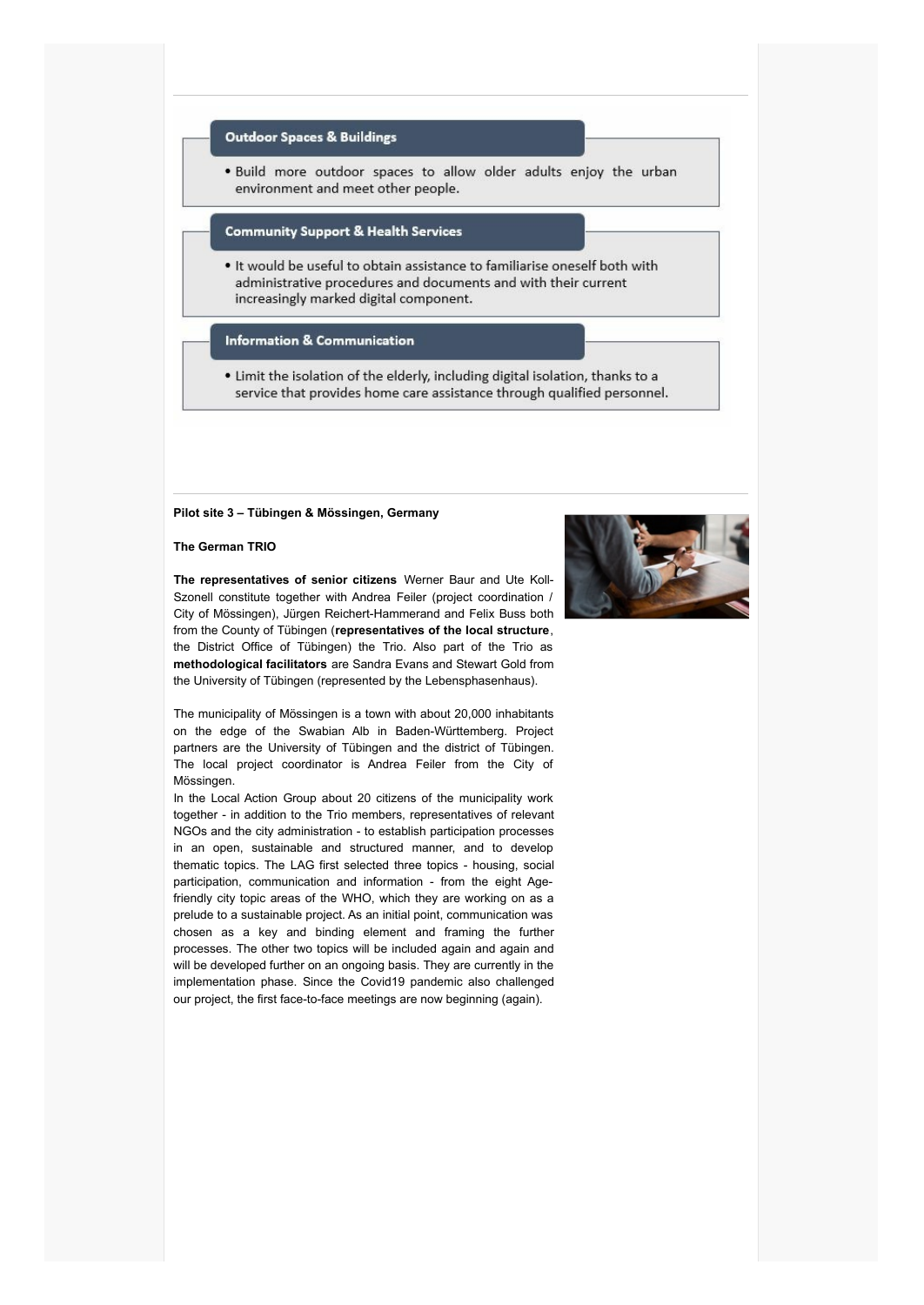**Outdoor Spaces & Buildings**

- Build more outdoor spaces to allow older adults enjoy the urban environment and meet other people.

**Community Support & Health Services**

- It would be useful to obtain assistance to familiarise oneself both with administrative procedures and documents and with their current increasingly marked digital component.

**Information & Communication**

- Limit the isolation of the elderly, including digital isolation, thanks to a service that provides home care assistance through qualified personnel.

**Pilot site 3 – Tübingen & Mössingen, Germany**

**The German TRIO**

**The representatives of senior citizens** Werner Baur and Ute Koll-Szonell constitute together with Andrea Feiler (project coordination / City of Mössingen), Jürgen Reichert-Hammerand and Felix Buss both from the County of Tübingen (**representatives of the local structure**, the District Office of Tübingen) the Trio. Also part of the Trio as **methodological facilitators** are Sandra Evans and Stewart Gold from the University of Tübingen (represented by the Lebensphasenhaus).

The municipality of Mössingen is a town with about 20,000 inhabitants on the edge of the Swabian Alb in Baden-Württemberg. Project partners are the University of Tübingen and the district of Tübingen. The local project coordinator is Andrea Feiler from the City of Mössingen.
In the Local Action Group about 20 citizens of the municipality work together - in addition to the Trio members, representatives of relevant NGOs and the city administration - to establish participation processes in an open, sustainable and structured manner, and to develop thematic topics. The LAG first selected three topics - housing, social participation, communication and information - from the eight Age-friendly city topic areas of the WHO, which they are working on as a prelude to a sustainable project. As an initial point, communication was chosen as a key and binding element and framing the further processes. The other two topics will be included again and again and will be developed further on an ongoing basis. They are currently in the implementation phase. Since the Covid19 pandemic also challenged our project, the first face-to-face meetings are now beginning (again).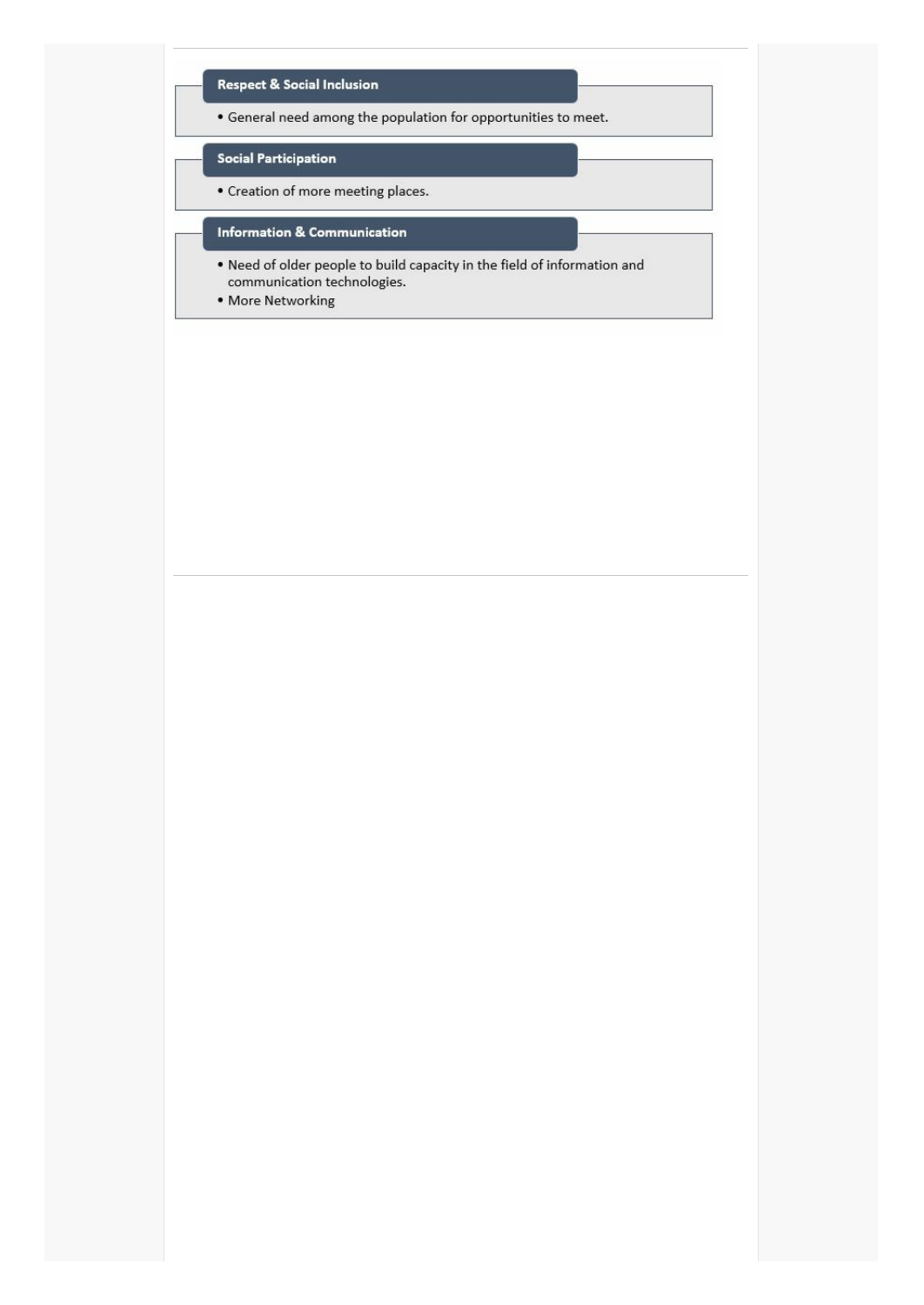### Respect & Social Inclusion

- General need among the population for opportunities to meet.

### Social Participation

- Creation of more meeting places.

### Information & Communication

- Need of older people to build capacity in the field of information and communication technologies.
- More Networking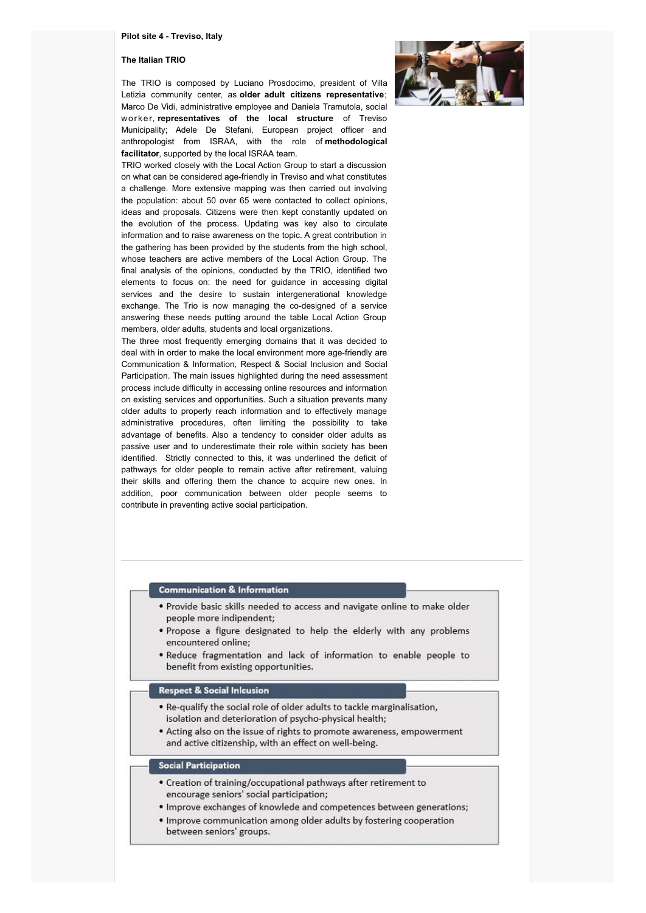**Pilot site 4 - Treviso, Italy**

**The Italian TRIO**

The TRIO is composed by Luciano Prosdocimo, president of Villa Letizia community center, as **older adult citizens representative**; Marco De Vidi, administrative employee and Daniela Tramutola, social worker, **representatives of the local structure** of Treviso Municipality; Adele De Stefani, European project officer and anthropologist from ISRAA, with the role of **methodological facilitator**, supported by the local ISRAA team.

TRIO worked closely with the Local Action Group to start a discussion on what can be considered age-friendly in Treviso and what constitutes a challenge. More extensive mapping was then carried out involving the population: about 50 over 65 were contacted to collect opinions, ideas and proposals. Citizens were then kept constantly updated on the evolution of the process. Updating was key also to circulate information and to raise awareness on the topic. A great contribution in the gathering has been provided by the students from the high school, whose teachers are active members of the Local Action Group. The final analysis of the opinions, conducted by the TRIO, identified two elements to focus on: the need for guidance in accessing digital services and the desire to sustain intergenerational knowledge exchange. The Trio is now managing the co-designed of a service answering these needs putting around the table Local Action Group members, older adults, students and local organizations.

The three most frequently emerging domains that it was decided to deal with in order to make the local environment more age-friendly are Communication & Information, Respect & Social Inclusion and Social Participation. The main issues highlighted during the need assessment process include difficulty in accessing online resources and information on existing services and opportunities. Such a situation prevents many older adults to properly reach information and to effectively manage administrative procedures, often limiting the possibility to take advantage of benefits. Also a tendency to consider older adults as passive user and to underestimate their role within society has been identified. Strictly connected to this, it was underlined the deficit of pathways for older people to remain active after retirement, valuing their skills and offering them the chance to acquire new ones. In addition, poor communication between older people seems to contribute in preventing active social participation.

---

**Communication & Information**

- Provide basic skills needed to access and navigate online to make older people more indipendent;
- Propose a figure designated to help the elderly with any problems encountered online;
- Reduce fragmentation and lack of information to enable people to benefit from existing opportunities.

**Respect & Social Inlcusion**

- Re-qualify the social role of older adults to tackle marginalisation, isolation and deterioration of psycho-physical health;
- Acting also on the issue of rights to promote awareness, empowerment and active citizenship, with an effect on well-being.

**Social Participation**

- Creation of training/occupational pathways after retirement to encourage seniors' social participation;
- Improve exchanges of knowlede and competences between generations;
- Improve communication among older adults by fostering cooperation between seniors' groups.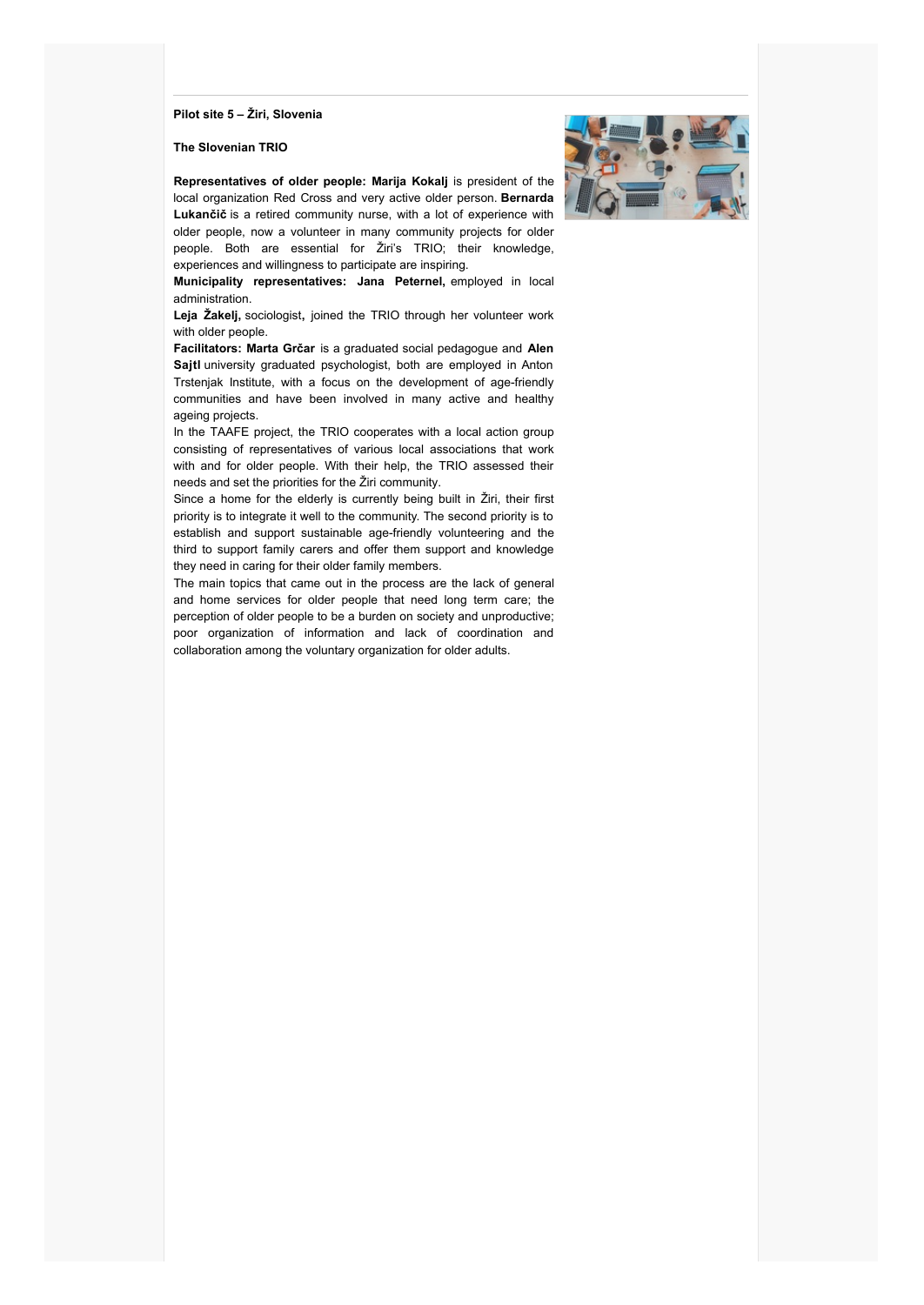**Pilot site 5 – Žiri, Slovenia**

**The Slovenian TRIO**

**Representatives of older people: Marija Kokalj** is president of the local organization Red Cross and very active older person. **Bernarda Lukančič** is a retired community nurse, with a lot of experience with older people, now a volunteer in many community projects for older people. Both are essential for Žiri's TRIO; their knowledge, experiences and willingness to participate are inspiring.

**Municipality representatives: Jana Peternel,** employed in local administration.

**Leja Žakelj,** sociologist**,** joined the TRIO through her volunteer work with older people.

**Facilitators: Marta Grčar** is a graduated social pedagogue and **Alen Sajtl** university graduated psychologist, both are employed in Anton Trstenjak Institute, with a focus on the development of age-friendly communities and have been involved in many active and healthy ageing projects.

In the TAAFE project, the TRIO cooperates with a local action group consisting of representatives of various local associations that work with and for older people. With their help, the TRIO assessed their needs and set the priorities for the Žiri community.

Since a home for the elderly is currently being built in Žiri, their first priority is to integrate it well to the community. The second priority is to establish and support sustainable age-friendly volunteering and the third to support family carers and offer them support and knowledge they need in caring for their older family members.

The main topics that came out in the process are the lack of general and home services for older people that need long term care; the perception of older people to be a burden on society and unproductive; poor organization of information and lack of coordination and collaboration among the voluntary organization for older adults.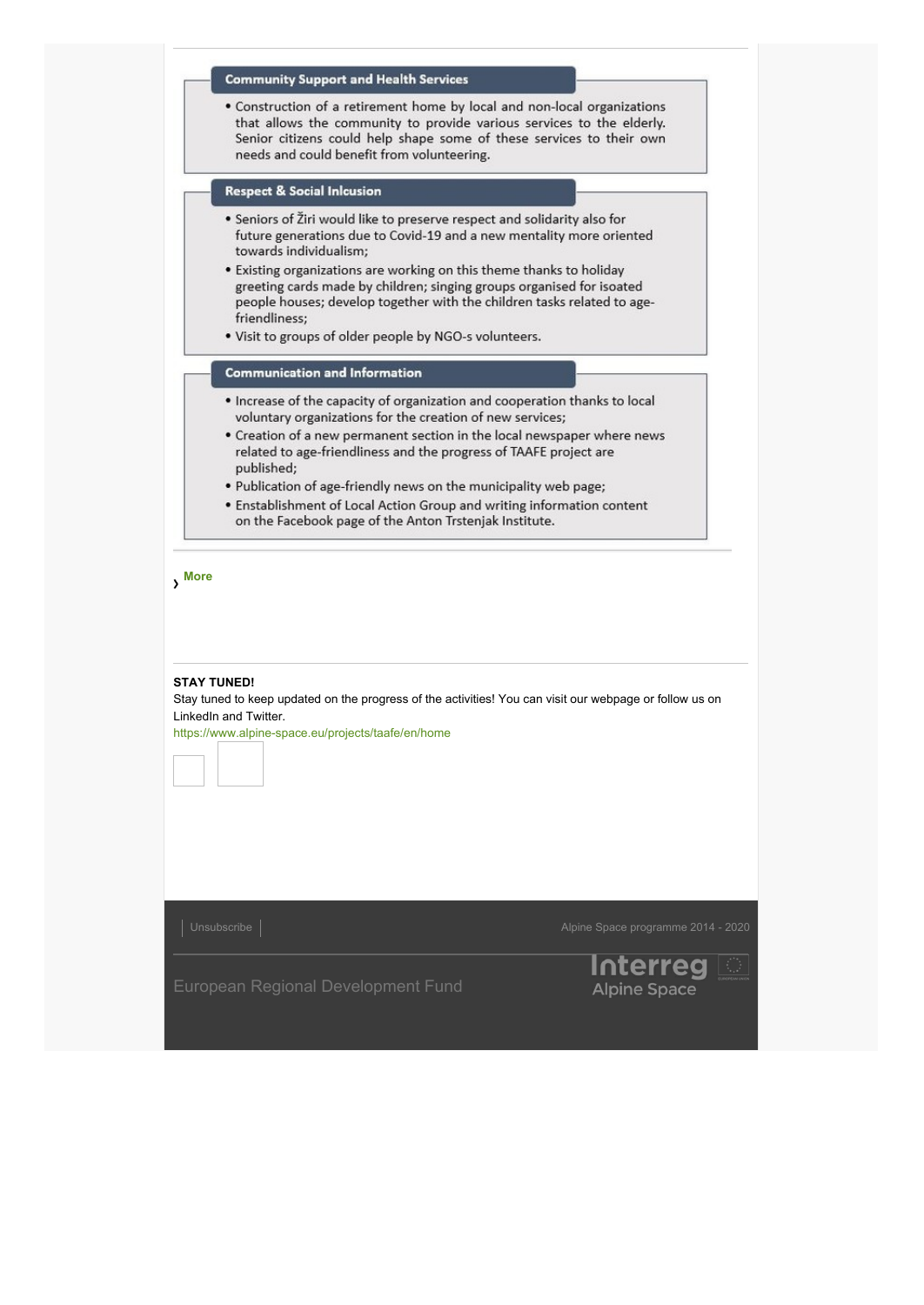### Community Support and Health Services

- Construction of a retirement home by local and non-local organizations that allows the community to provide various services to the elderly. Senior citizens could help shape some of these services to their own needs and could benefit from volunteering.

### Respect & Social Inlcusion

- Seniors of Žiri would like to preserve respect and solidarity also for future generations due to Covid-19 and a new mentality more oriented towards individualism;
- Existing organizations are working on this theme thanks to holiday greeting cards made by children; singing groups organised for isoated people houses; develop together with the children tasks related to age-friendliness;
- Visit to groups of older people by NGO-s volunteers.

### Communication and Information

- Increase of the capacity of organization and cooperation thanks to local voluntary organizations for the creation of new services;
- Creation of a new permanent section in the local newspaper where news related to age-friendliness and the progress of TAAFE project are published;
- Publication of age-friendly news on the municipality web page;
- Enstablishment of Local Action Group and writing information content on the Facebook page of the Anton Trstenjak Institute.

› More

**STAY TUNED!**

Stay tuned to keep updated on the progress of the activities! You can visit our webpage or follow us on LinkedIn and Twitter.

https://www.alpine-space.eu/projects/taafe/en/home

Unsubscribe

Alpine Space programme 2014 - 2020

European Regional Development Fund

Interreg Alpine Space